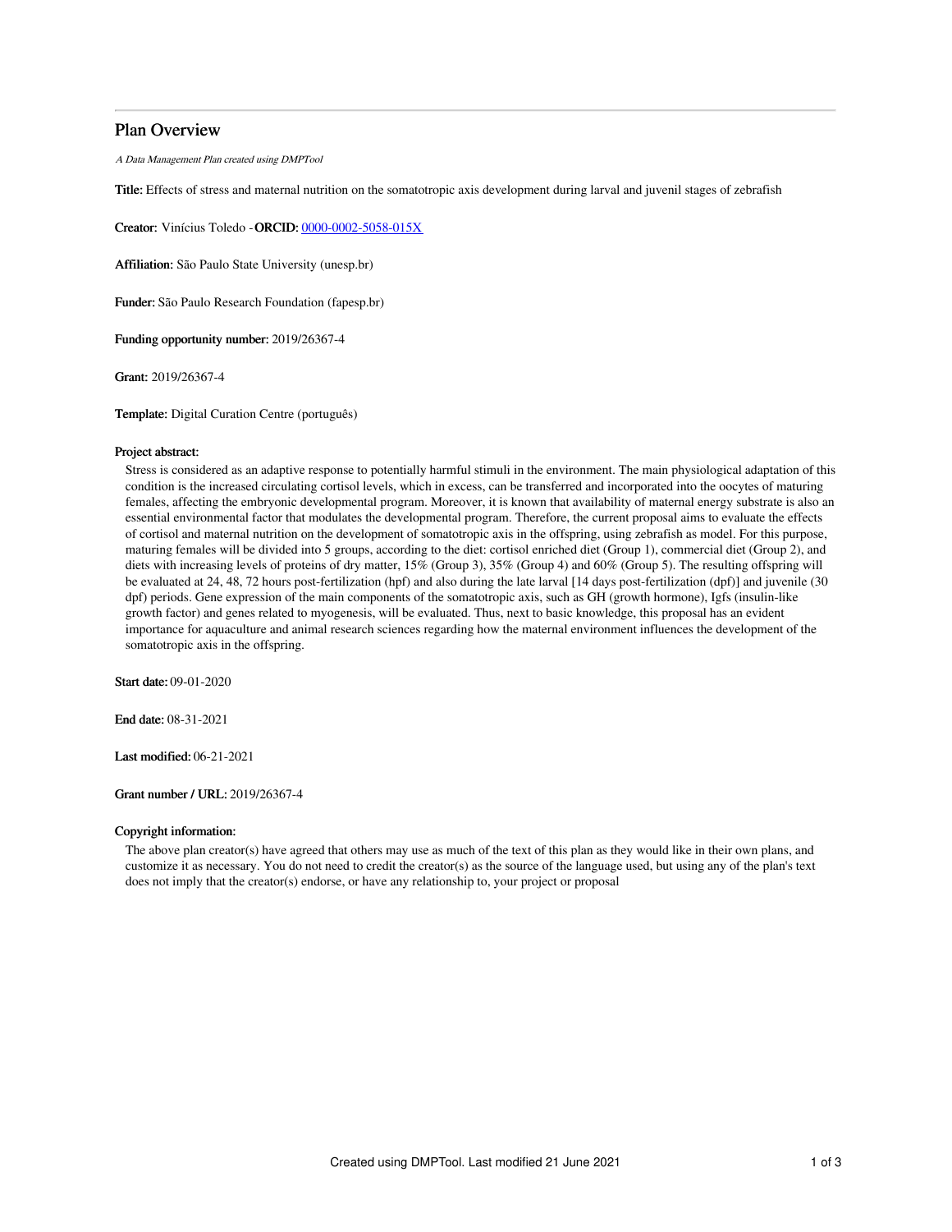# Plan Overview

*A Data Management Plan created using DMPTool*

**Title:** Effects of stress and maternal nutrition on the somatotropic axis development during larval and juvenil stages of zebrafish

**Creator:** Vinícius Toledo -**ORCID:** [0000-0002-5058-015X](https://orcid.org/0000-0002-5058-015X)

**Affiliation:** São Paulo State University (unesp.br)

**Funder:** São Paulo Research Foundation (fapesp.br)

**Funding opportunity number:** 2019/26367-4

**Grant:** 2019/26367-4

**Template:** Digital Curation Centre (português)

**Project abstract:**

Stress is considered as an adaptive response to potentially harmful stimuli in the environment. The main physiological adaptation of this condition is the increased circulating cortisol levels, which in excess, can be transferred and incorporated into the oocytes of maturing females, affecting the embryonic developmental program. Moreover, it is known that availability of maternal energy substrate is also an essential environmental factor that modulates the developmental program. Therefore, the current proposal aims to evaluate the effects of cortisol and maternal nutrition on the development of somatotropic axis in the offspring, using zebrafish as model. For this purpose, maturing females will be divided into 5 groups, according to the diet: cortisol enriched diet (Group 1), commercial diet (Group 2), and diets with increasing levels of proteins of dry matter, 15% (Group 3), 35% (Group 4) and 60% (Group 5). The resulting offspring will be evaluated at 24, 48, 72 hours post-fertilization (hpf) and also during the late larval [14 days post-fertilization (dpf)] and juvenile (30 dpf) periods. Gene expression of the main components of the somatotropic axis, such as GH (growth hormone), Igfs (insulin-like growth factor) and genes related to myogenesis, will be evaluated. Thus, next to basic knowledge, this proposal has an evident importance for aquaculture and animal research sciences regarding how the maternal environment influences the development of the somatotropic axis in the offspring.

**Start date:** 09-01-2020

**End date:** 08-31-2021

**Last modified:** 06-21-2021

**Grant number / URL:** 2019/26367-4

**Copyright information:**

The above plan creator(s) have agreed that others may use as much of the text of this plan as they would like in their own plans, and customize it as necessary. You do not need to credit the creator(s) as the source of the language used, but using any of the plan's text does not imply that the creator(s) endorse, or have any relationship to, your project or proposal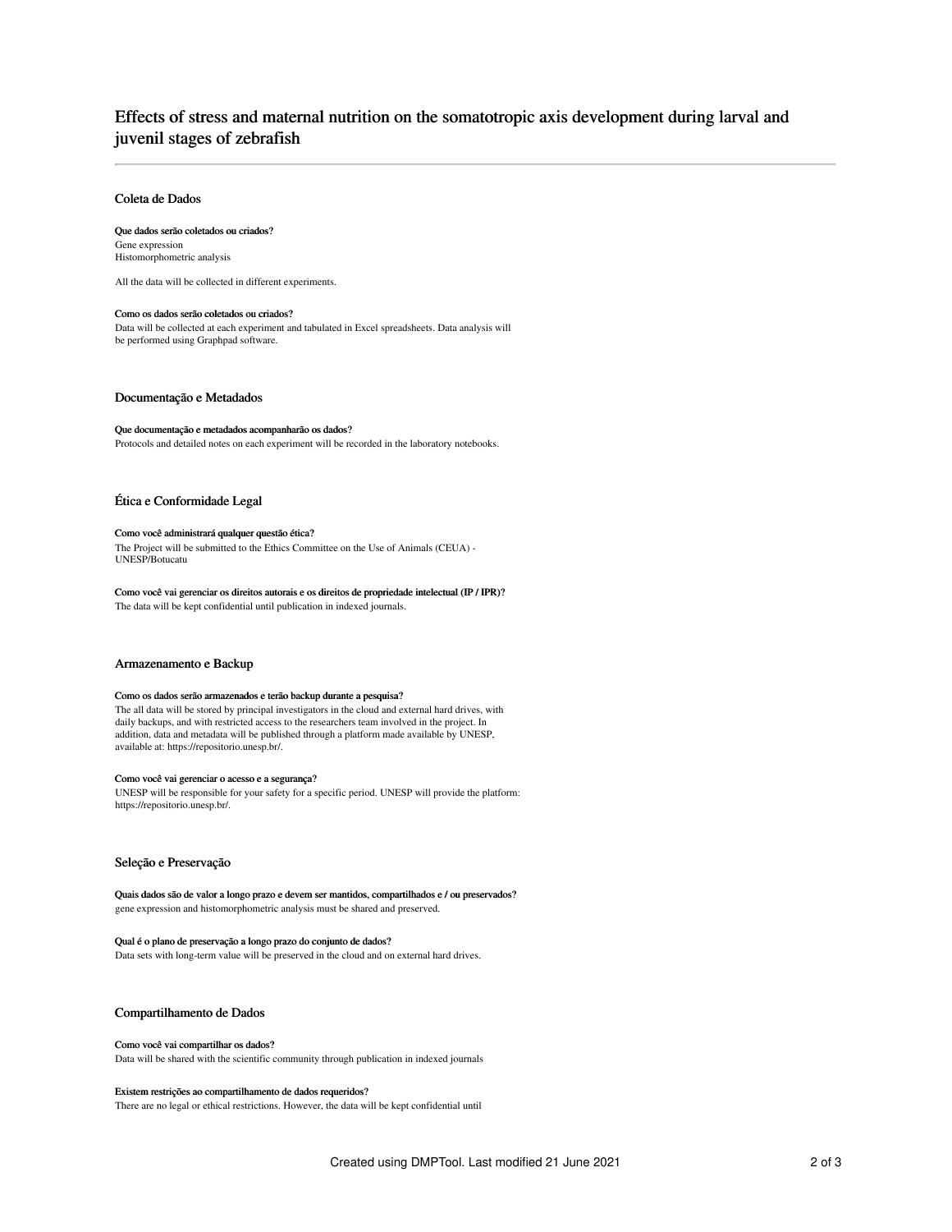# Effects of stress and maternal nutrition on the somatotropic axis development during larval and juvenil stages of zebrafish

## Coleta de Dados

**Que dados serão coletados ou criados?**

Gene expression
Histomorphometric analysis

All the data will be collected in different experiments.

**Como os dados serão coletados ou criados?**

Data will be collected at each experiment and tabulated in Excel spreadsheets. Data analysis will be performed using Graphpad software.

## Documentação e Metadados

**Que documentação e metadados acompanharão os dados?**

Protocols and detailed notes on each experiment will be recorded in the laboratory notebooks.

## Ética e Conformidade Legal

**Como você administrará qualquer questão ética?**

The Project will be submitted to the Ethics Committee on the Use of Animals (CEUA) - UNESP/Botucatu

**Como você vai gerenciar os direitos autorais e os direitos de propriedade intelectual (IP / IPR)?**

The data will be kept confidential until publication in indexed journals.

## Armazenamento e Backup

**Como os dados serão armazenados e terão backup durante a pesquisa?**

The all data will be stored by principal investigators in the cloud and external hard drives, with daily backups, and with restricted access to the researchers team involved in the project. In addition, data and metadata will be published through a platform made available by UNESP, available at: https://repositorio.unesp.br/.

**Como você vai gerenciar o acesso e a segurança?**

UNESP will be responsible for your safety for a specific period. UNESP will provide the platform: https://repositorio.unesp.br/.

## Seleção e Preservação

**Quais dados são de valor a longo prazo e devem ser mantidos, compartilhados e / ou preservados?**

gene expression and histomorphometric analysis must be shared and preserved.

**Qual é o plano de preservação a longo prazo do conjunto de dados?**

Data sets with long-term value will be preserved in the cloud and on external hard drives.

## Compartilhamento de Dados

**Como você vai compartilhar os dados?**

Data will be shared with the scientific community through publication in indexed journals

**Existem restrições ao compartilhamento de dados requeridos?**

There are no legal or ethical restrictions. However, the data will be kept confidential until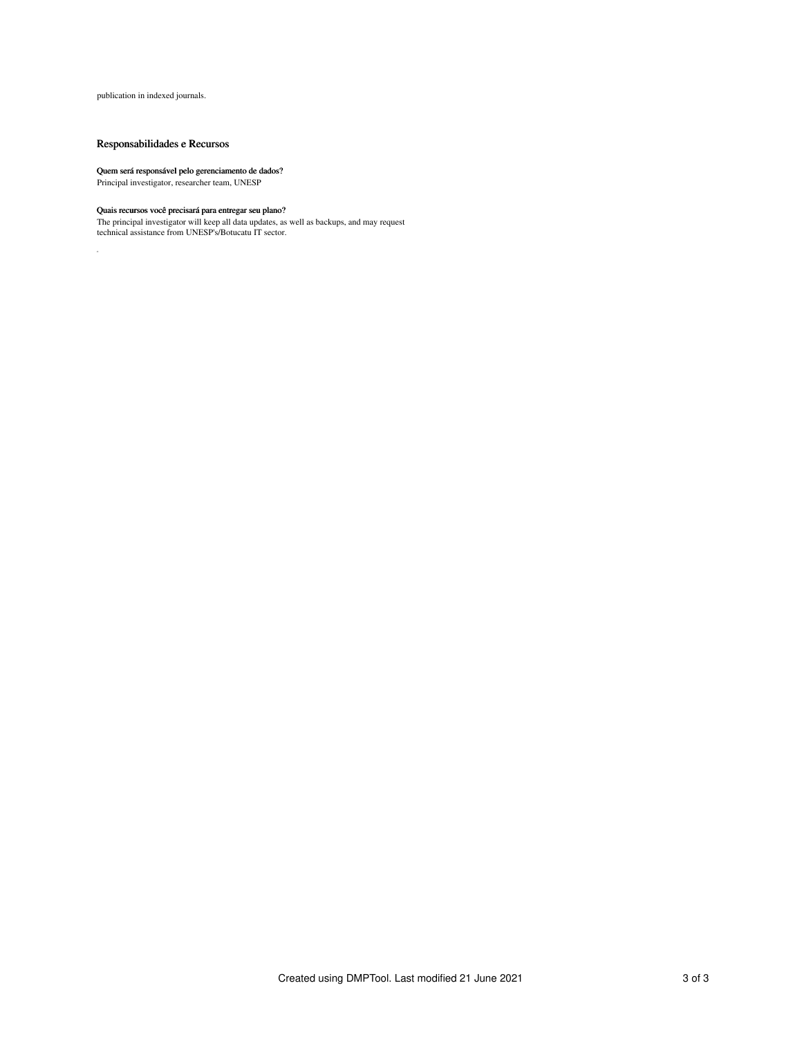publication in indexed journals.

## Responsabilidades e Recursos

**Quem será responsável pelo gerenciamento de dados?**
Principal investigator, researcher team, UNESP

**Quais recursos você precisará para entregar seu plano?**
The principal investigator will keep all data updates, as well as backups, and may request technical assistance from UNESP's/Botucatu IT sector.